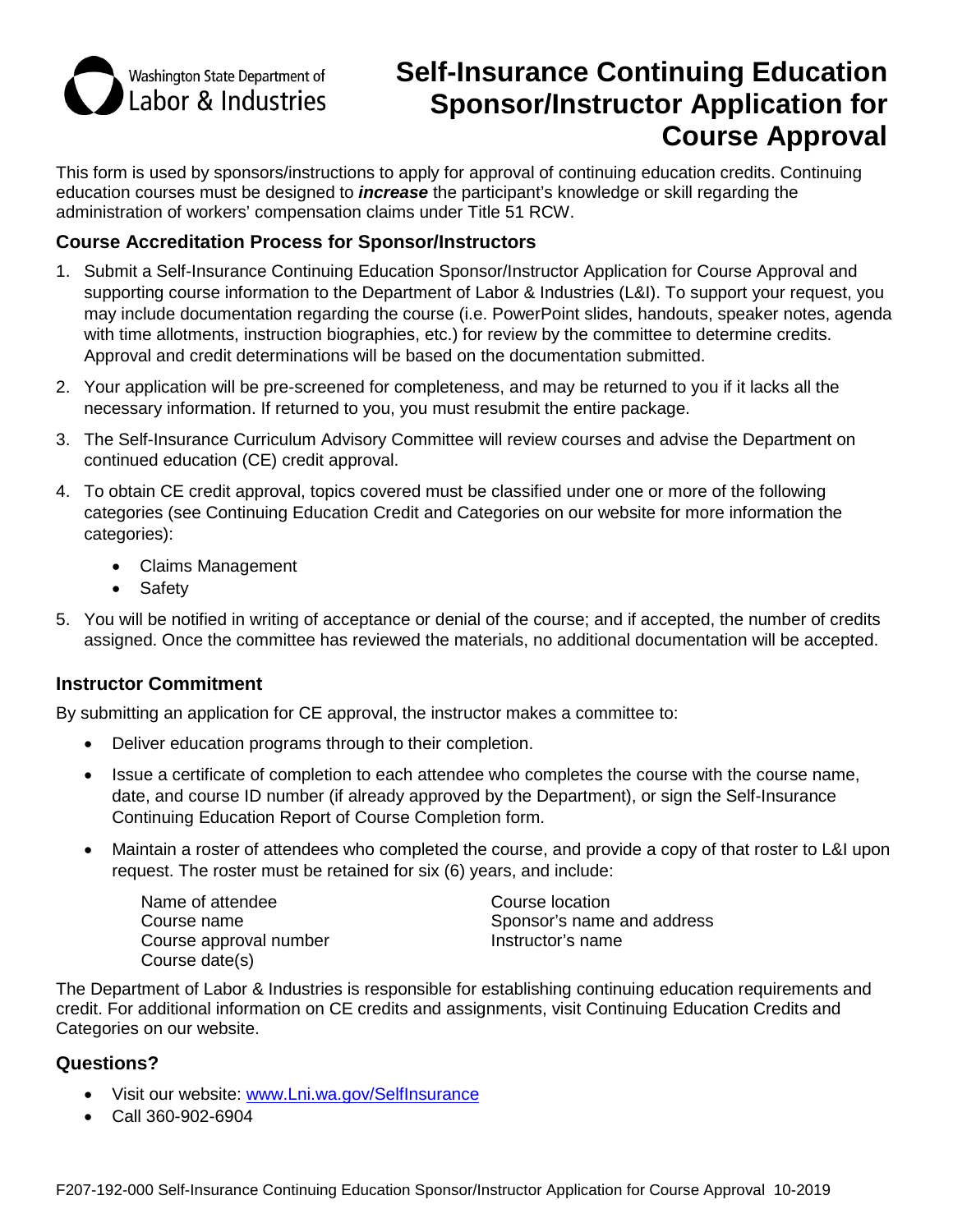Washington State Department of Labor & Industries

# Self-Insurance Continuing Education Sponsor/Instructor Application for Course Approval

This form is used by sponsors/instructions to apply for approval of continuing education credits. Continuing education courses must be designed to ***increase*** the participant's knowledge or skill regarding the administration of workers' compensation claims under Title 51 RCW.

## Course Accreditation Process for Sponsor/Instructors

1. Submit a Self-Insurance Continuing Education Sponsor/Instructor Application for Course Approval and supporting course information to the Department of Labor & Industries (L&I). To support your request, you may include documentation regarding the course (i.e. PowerPoint slides, handouts, speaker notes, agenda with time allotments, instruction biographies, etc.) for review by the committee to determine credits. Approval and credit determinations will be based on the documentation submitted.
2. Your application will be pre-screened for completeness, and may be returned to you if it lacks all the necessary information. If returned to you, you must resubmit the entire package.
3. The Self-Insurance Curriculum Advisory Committee will review courses and advise the Department on continued education (CE) credit approval.
4. To obtain CE credit approval, topics covered must be classified under one or more of the following categories (see Continuing Education Credit and Categories on our website for more information the categories):
   - Claims Management
   - Safety
5. You will be notified in writing of acceptance or denial of the course; and if accepted, the number of credits assigned. Once the committee has reviewed the materials, no additional documentation will be accepted.

## Instructor Commitment

By submitting an application for CE approval, the instructor makes a committee to:

- Deliver education programs through to their completion.
- Issue a certificate of completion to each attendee who completes the course with the course name, date, and course ID number (if already approved by the Department), or sign the Self-Insurance Continuing Education Report of Course Completion form.
- Maintain a roster of attendees who completed the course, and provide a copy of that roster to L&I upon request. The roster must be retained for six (6) years, and include:

  Name of attendee
  Course name
  Course approval number
  Course date(s)
  Course location
  Sponsor's name and address
  Instructor's name

The Department of Labor & Industries is responsible for establishing continuing education requirements and credit. For additional information on CE credits and assignments, visit Continuing Education Credits and Categories on our website.

## Questions?

- Visit our website: [www.Lni.wa.gov/SelfInsurance](http://www.Lni.wa.gov/SelfInsurance)
- Call 360-902-6904

F207-192-000 Self-Insurance Continuing Education Sponsor/Instructor Application for Course Approval 10-2019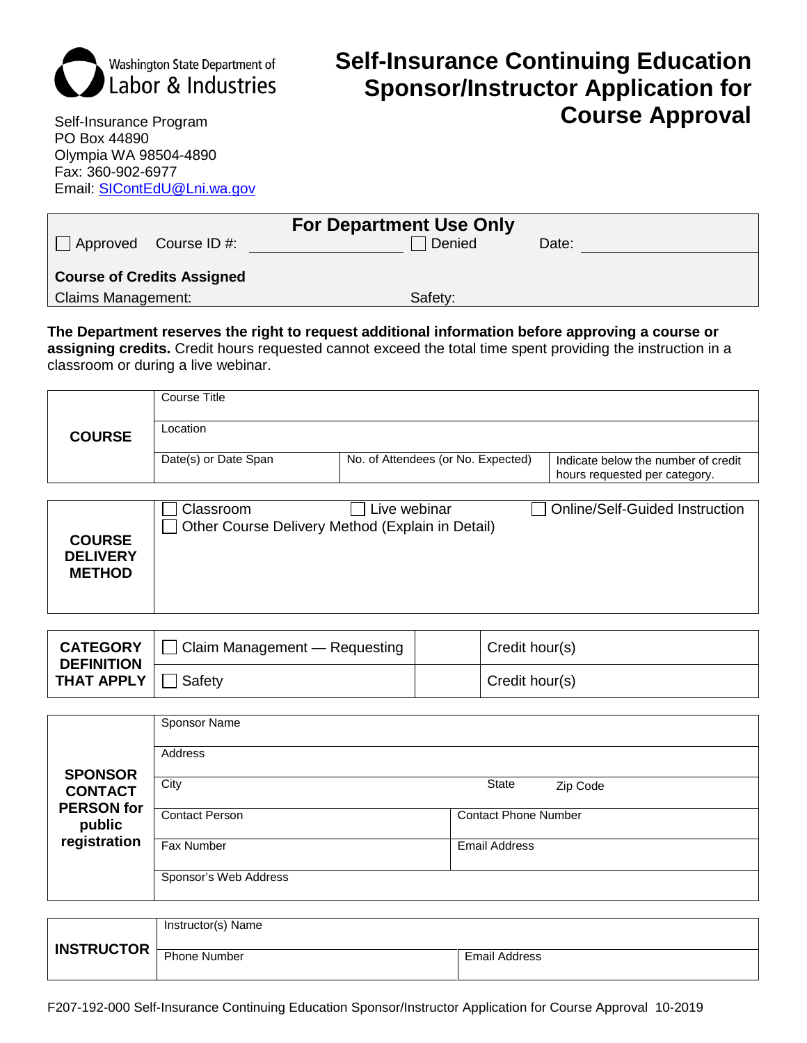Washington State Department of Labor & Industries

Self-Insurance Program
PO Box 44890
Olympia WA 98504-4890
Fax: 360-902-6977
Email: SIContEdU@Lni.wa.gov

# Self-Insurance Continuing Education Sponsor/Instructor Application for Course Approval

| For Department Use Only | | | |
|---|---|---|---|
| ☐ Approved Course ID #: | | ☐ Denied | Date: |
| **Course of Credits Assigned** | | | |
| Claims Management: | | Safety: | |

**The Department reserves the right to request additional information before approving a course or assigning credits.** Credit hours requested cannot exceed the total time spent providing the instruction in a classroom or during a live webinar.

| **COURSE** | | | |
|---|---|---|---|
| | Course Title | | |
| | Location | | |
| | Date(s) or Date Span | No. of Attendees (or No. Expected) | Indicate below the number of credit hours requested per category. |

| **COURSE DELIVERY METHOD** | |
|---|---|
| | ☐ Classroom ☐ Live webinar ☐ Online/Self-Guided Instruction<br>☐ Other Course Delivery Method (Explain in Detail) |

| **CATEGORY DEFINITION THAT APPLY** | | | |
|---|---|---|---|
| | ☐ Claim Management — Requesting | | Credit hour(s) |
| | ☐ Safety | | Credit hour(s) |

| **SPONSOR CONTACT PERSON for public registration** | | |
|---|---|---|
| | Sponsor Name | |
| | Address | |
| | City | State Zip Code |
| | Contact Person | Contact Phone Number |
| | Fax Number | Email Address |
| | Sponsor's Web Address | |

| **INSTRUCTOR** | | |
|---|---|---|
| | Instructor(s) Name | |
| | Phone Number | Email Address |

F207-192-000 Self-Insurance Continuing Education Sponsor/Instructor Application for Course Approval 10-2019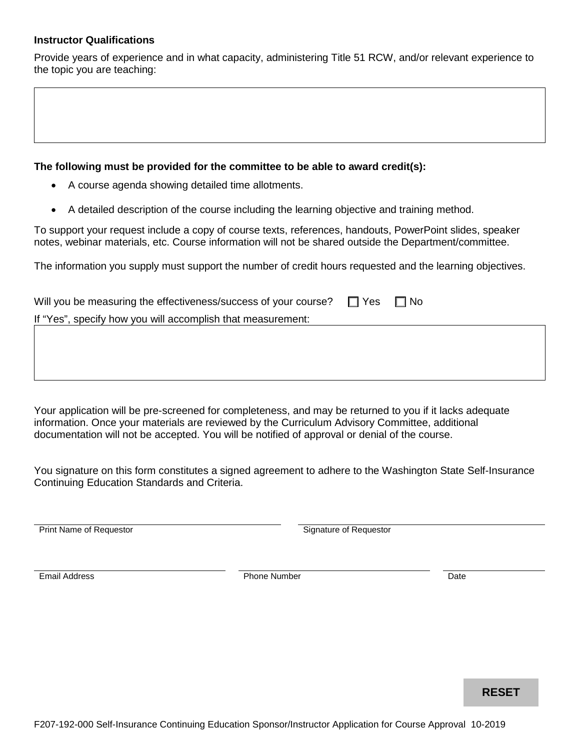**Instructor Qualifications**

Provide years of experience and in what capacity, administering Title 51 RCW, and/or relevant experience to the topic you are teaching:

**The following must be provided for the committee to be able to award credit(s):**

- A course agenda showing detailed time allotments.
- A detailed description of the course including the learning objective and training method.

To support your request include a copy of course texts, references, handouts, PowerPoint slides, speaker notes, webinar materials, etc. Course information will not be shared outside the Department/committee.

The information you supply must support the number of credit hours requested and the learning objectives.

Will you be measuring the effectiveness/success of your course? ☐ Yes ☐ No

If "Yes", specify how you will accomplish that measurement:

Your application will be pre-screened for completeness, and may be returned to you if it lacks adequate information. Once your materials are reviewed by the Curriculum Advisory Committee, additional documentation will not be accepted. You will be notified of approval or denial of the course.

You signature on this form constitutes a signed agreement to adhere to the Washington State Self-Insurance Continuing Education Standards and Criteria.

Print Name of Requestor

Signature of Requestor

Email Address

Phone Number

Date

RESET

F207-192-000 Self-Insurance Continuing Education Sponsor/Instructor Application for Course Approval 10-2019